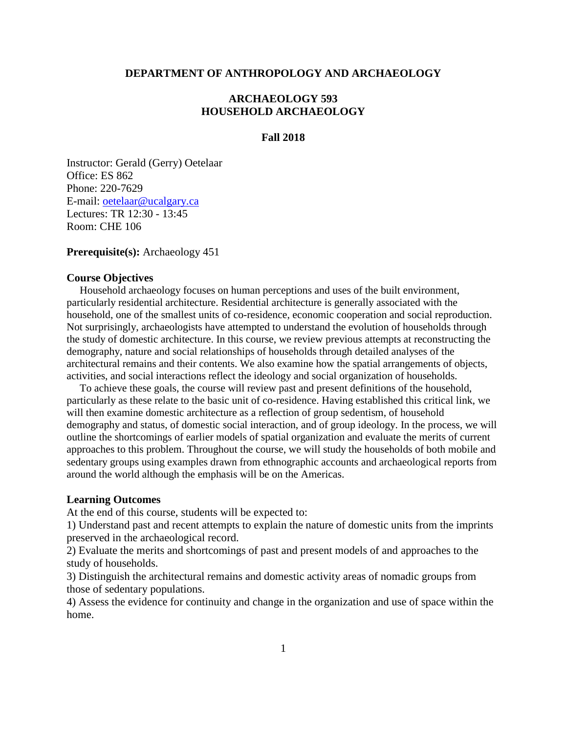**DEPARTMENT OF ANTHROPOLOGY AND ARCHAEOLOGY**

# ARCHAEOLOGY 593
# HOUSEHOLD ARCHAEOLOGY

**Fall 2018**

Instructor: Gerald (Gerry) Oetelaar
Office: ES 862
Phone: 220-7629
E-mail: oetelaar@ucalgary.ca
Lectures: TR 12:30 - 13:45
Room: CHE 106

**Prerequisite(s):** Archaeology 451

## Course Objectives

Household archaeology focuses on human perceptions and uses of the built environment, particularly residential architecture. Residential architecture is generally associated with the household, one of the smallest units of co-residence, economic cooperation and social reproduction. Not surprisingly, archaeologists have attempted to understand the evolution of households through the study of domestic architecture. In this course, we review previous attempts at reconstructing the demography, nature and social relationships of households through detailed analyses of the architectural remains and their contents. We also examine how the spatial arrangements of objects, activities, and social interactions reflect the ideology and social organization of households.

To achieve these goals, the course will review past and present definitions of the household, particularly as these relate to the basic unit of co-residence. Having established this critical link, we will then examine domestic architecture as a reflection of group sedentism, of household demography and status, of domestic social interaction, and of group ideology. In the process, we will outline the shortcomings of earlier models of spatial organization and evaluate the merits of current approaches to this problem. Throughout the course, we will study the households of both mobile and sedentary groups using examples drawn from ethnographic accounts and archaeological reports from around the world although the emphasis will be on the Americas.

## Learning Outcomes

At the end of this course, students will be expected to:

1) Understand past and recent attempts to explain the nature of domestic units from the imprints preserved in the archaeological record.
2) Evaluate the merits and shortcomings of past and present models of and approaches to the study of households.
3) Distinguish the architectural remains and domestic activity areas of nomadic groups from those of sedentary populations.
4) Assess the evidence for continuity and change in the organization and use of space within the home.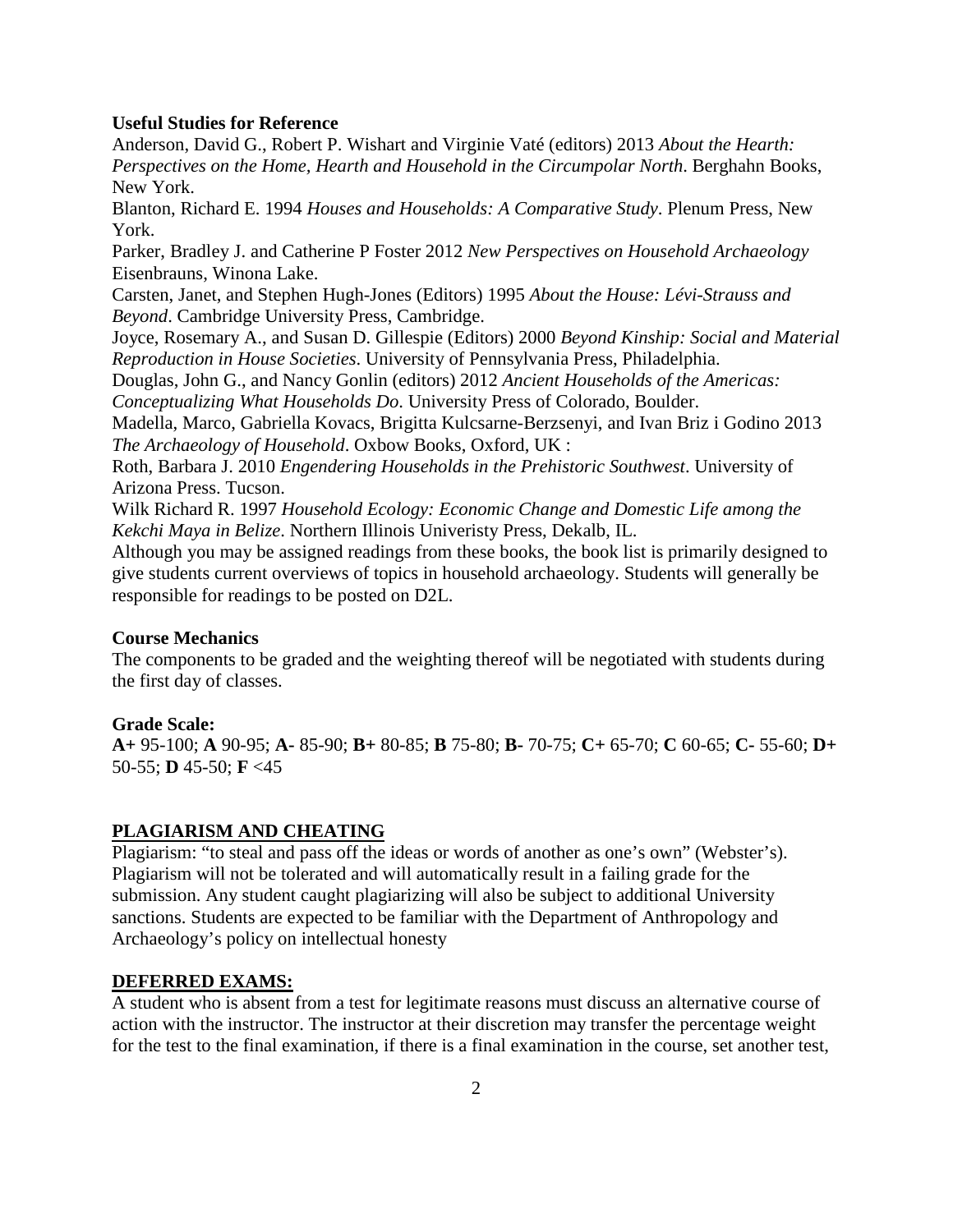**Useful Studies for Reference**

Anderson, David G., Robert P. Wishart and Virginie Vaté (editors) 2013 *About the Hearth: Perspectives on the Home, Hearth and Household in the Circumpolar North*. Berghahn Books, New York.

Blanton, Richard E. 1994 *Houses and Households: A Comparative Study*. Plenum Press, New York.

Parker, Bradley J. and Catherine P Foster 2012 *New Perspectives on Household Archaeology* Eisenbrauns, Winona Lake.

Carsten, Janet, and Stephen Hugh-Jones (Editors) 1995 *About the House: Lévi-Strauss and Beyond*. Cambridge University Press, Cambridge.

Joyce, Rosemary A., and Susan D. Gillespie (Editors) 2000 *Beyond Kinship: Social and Material Reproduction in House Societies*. University of Pennsylvania Press, Philadelphia.

Douglas, John G., and Nancy Gonlin (editors) 2012 *Ancient Households of the Americas: Conceptualizing What Households Do*. University Press of Colorado, Boulder.

Madella, Marco, Gabriella Kovacs, Brigitta Kulcsarne-Berzsenyi, and Ivan Briz i Godino 2013 *The Archaeology of Household*. Oxbow Books, Oxford, UK :

Roth, Barbara J. 2010 *Engendering Households in the Prehistoric Southwest*. University of Arizona Press. Tucson.

Wilk Richard R. 1997 *Household Ecology: Economic Change and Domestic Life among the Kekchi Maya in Belize*. Northern Illinois Univeristy Press, Dekalb, IL.

Although you may be assigned readings from these books, the book list is primarily designed to give students current overviews of topics in household archaeology. Students will generally be responsible for readings to be posted on D2L.

**Course Mechanics**

The components to be graded and the weighting thereof will be negotiated with students during the first day of classes.

**Grade Scale:**

**A+** 95-100; **A** 90-95; **A-** 85-90; **B+** 80-85; **B** 75-80; **B-** 70-75; **C+** 65-70; **C** 60-65; **C-** 55-60; **D+** 50-55; **D** 45-50; **F** <45

## PLAGIARISM AND CHEATING

Plagiarism: "to steal and pass off the ideas or words of another as one's own" (Webster's). Plagiarism will not be tolerated and will automatically result in a failing grade for the submission. Any student caught plagiarizing will also be subject to additional University sanctions. Students are expected to be familiar with the Department of Anthropology and Archaeology's policy on intellectual honesty

## DEFERRED EXAMS:

A student who is absent from a test for legitimate reasons must discuss an alternative course of action with the instructor. The instructor at their discretion may transfer the percentage weight for the test to the final examination, if there is a final examination in the course, set another test,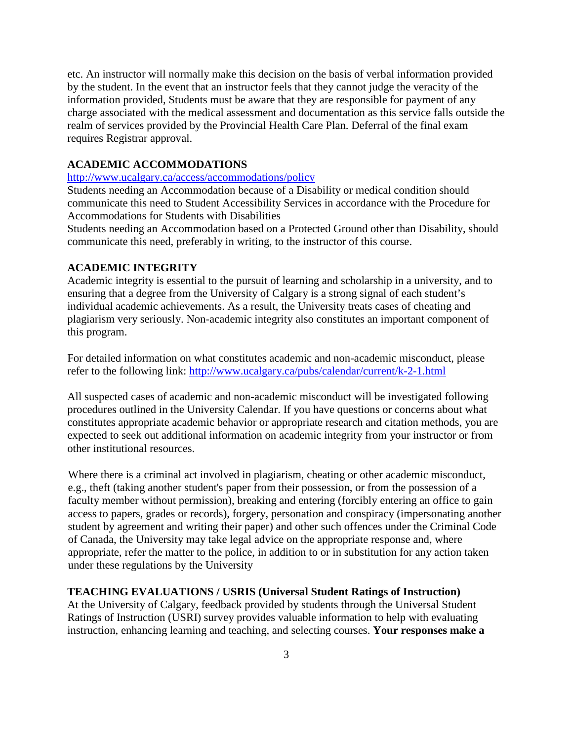etc. An instructor will normally make this decision on the basis of verbal information provided by the student. In the event that an instructor feels that they cannot judge the veracity of the information provided, Students must be aware that they are responsible for payment of any charge associated with the medical assessment and documentation as this service falls outside the realm of services provided by the Provincial Health Care Plan. Deferral of the final exam requires Registrar approval.

## ACADEMIC ACCOMMODATIONS

http://www.ucalgary.ca/access/accommodations/policy

Students needing an Accommodation because of a Disability or medical condition should communicate this need to Student Accessibility Services in accordance with the Procedure for Accommodations for Students with Disabilities

Students needing an Accommodation based on a Protected Ground other than Disability, should communicate this need, preferably in writing, to the instructor of this course.

## ACADEMIC INTEGRITY

Academic integrity is essential to the pursuit of learning and scholarship in a university, and to ensuring that a degree from the University of Calgary is a strong signal of each student's individual academic achievements. As a result, the University treats cases of cheating and plagiarism very seriously. Non-academic integrity also constitutes an important component of this program.

For detailed information on what constitutes academic and non-academic misconduct, please refer to the following link: http://www.ucalgary.ca/pubs/calendar/current/k-2-1.html

All suspected cases of academic and non-academic misconduct will be investigated following procedures outlined in the University Calendar. If you have questions or concerns about what constitutes appropriate academic behavior or appropriate research and citation methods, you are expected to seek out additional information on academic integrity from your instructor or from other institutional resources.

Where there is a criminal act involved in plagiarism, cheating or other academic misconduct, e.g., theft (taking another student's paper from their possession, or from the possession of a faculty member without permission), breaking and entering (forcibly entering an office to gain access to papers, grades or records), forgery, personation and conspiracy (impersonating another student by agreement and writing their paper) and other such offences under the Criminal Code of Canada, the University may take legal advice on the appropriate response and, where appropriate, refer the matter to the police, in addition to or in substitution for any action taken under these regulations by the University

## TEACHING EVALUATIONS / USRIS (Universal Student Ratings of Instruction)

At the University of Calgary, feedback provided by students through the Universal Student Ratings of Instruction (USRI) survey provides valuable information to help with evaluating instruction, enhancing learning and teaching, and selecting courses. **Your responses make a**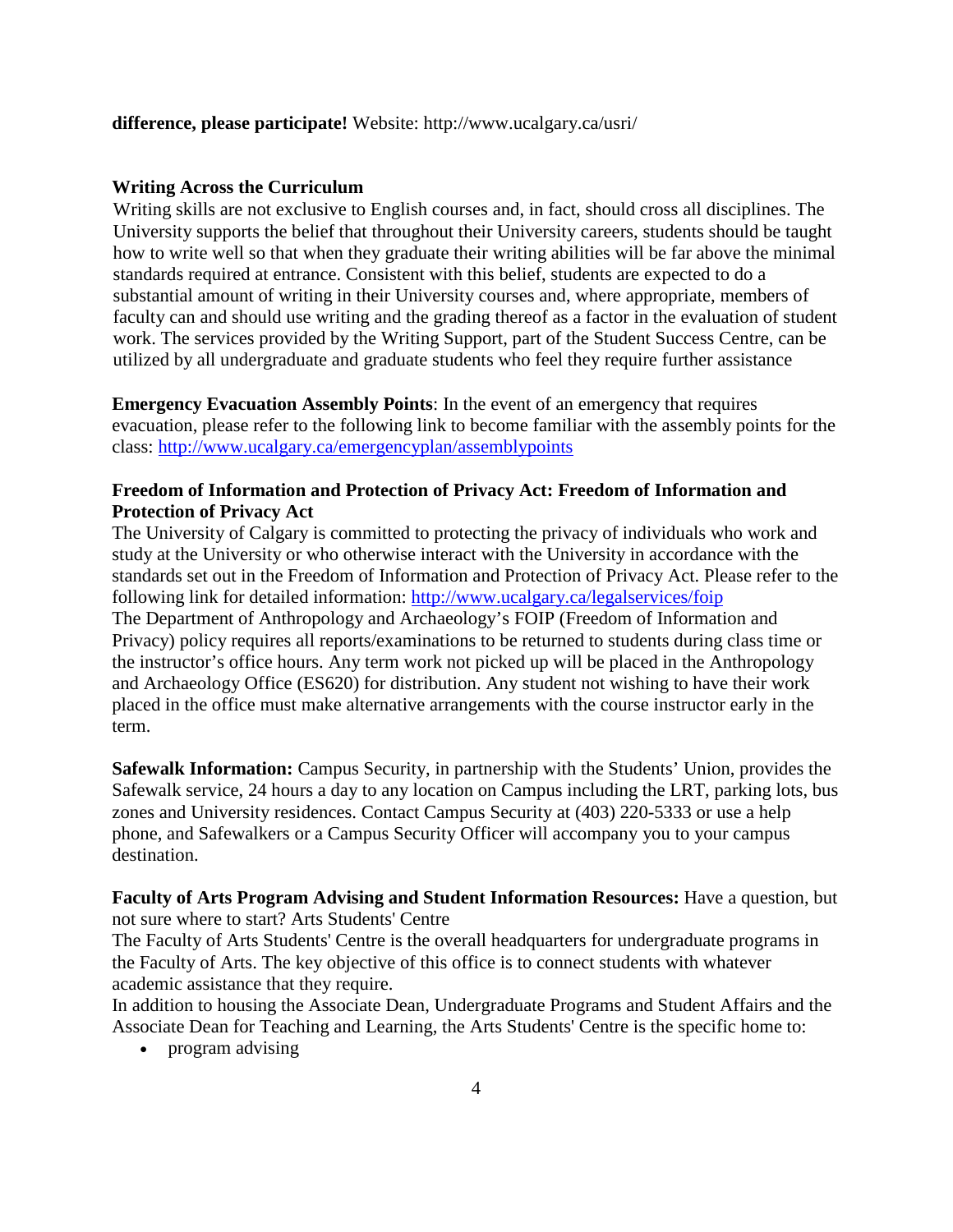**difference, please participate!** Website: http://www.ucalgary.ca/usri/

**Writing Across the Curriculum**

Writing skills are not exclusive to English courses and, in fact, should cross all disciplines. The University supports the belief that throughout their University careers, students should be taught how to write well so that when they graduate their writing abilities will be far above the minimal standards required at entrance. Consistent with this belief, students are expected to do a substantial amount of writing in their University courses and, where appropriate, members of faculty can and should use writing and the grading thereof as a factor in the evaluation of student work. The services provided by the Writing Support, part of the Student Success Centre, can be utilized by all undergraduate and graduate students who feel they require further assistance

**Emergency Evacuation Assembly Points**: In the event of an emergency that requires evacuation, please refer to the following link to become familiar with the assembly points for the class: http://www.ucalgary.ca/emergencyplan/assemblypoints

**Freedom of Information and Protection of Privacy Act: Freedom of Information and Protection of Privacy Act**

The University of Calgary is committed to protecting the privacy of individuals who work and study at the University or who otherwise interact with the University in accordance with the standards set out in the Freedom of Information and Protection of Privacy Act. Please refer to the following link for detailed information: http://www.ucalgary.ca/legalservices/foip

The Department of Anthropology and Archaeology's FOIP (Freedom of Information and Privacy) policy requires all reports/examinations to be returned to students during class time or the instructor's office hours. Any term work not picked up will be placed in the Anthropology and Archaeology Office (ES620) for distribution. Any student not wishing to have their work placed in the office must make alternative arrangements with the course instructor early in the term.

**Safewalk Information:** Campus Security, in partnership with the Students' Union, provides the Safewalk service, 24 hours a day to any location on Campus including the LRT, parking lots, bus zones and University residences. Contact Campus Security at (403) 220-5333 or use a help phone, and Safewalkers or a Campus Security Officer will accompany you to your campus destination.

**Faculty of Arts Program Advising and Student Information Resources:** Have a question, but not sure where to start? Arts Students' Centre

The Faculty of Arts Students' Centre is the overall headquarters for undergraduate programs in the Faculty of Arts. The key objective of this office is to connect students with whatever academic assistance that they require.

In addition to housing the Associate Dean, Undergraduate Programs and Student Affairs and the Associate Dean for Teaching and Learning, the Arts Students' Centre is the specific home to:

- program advising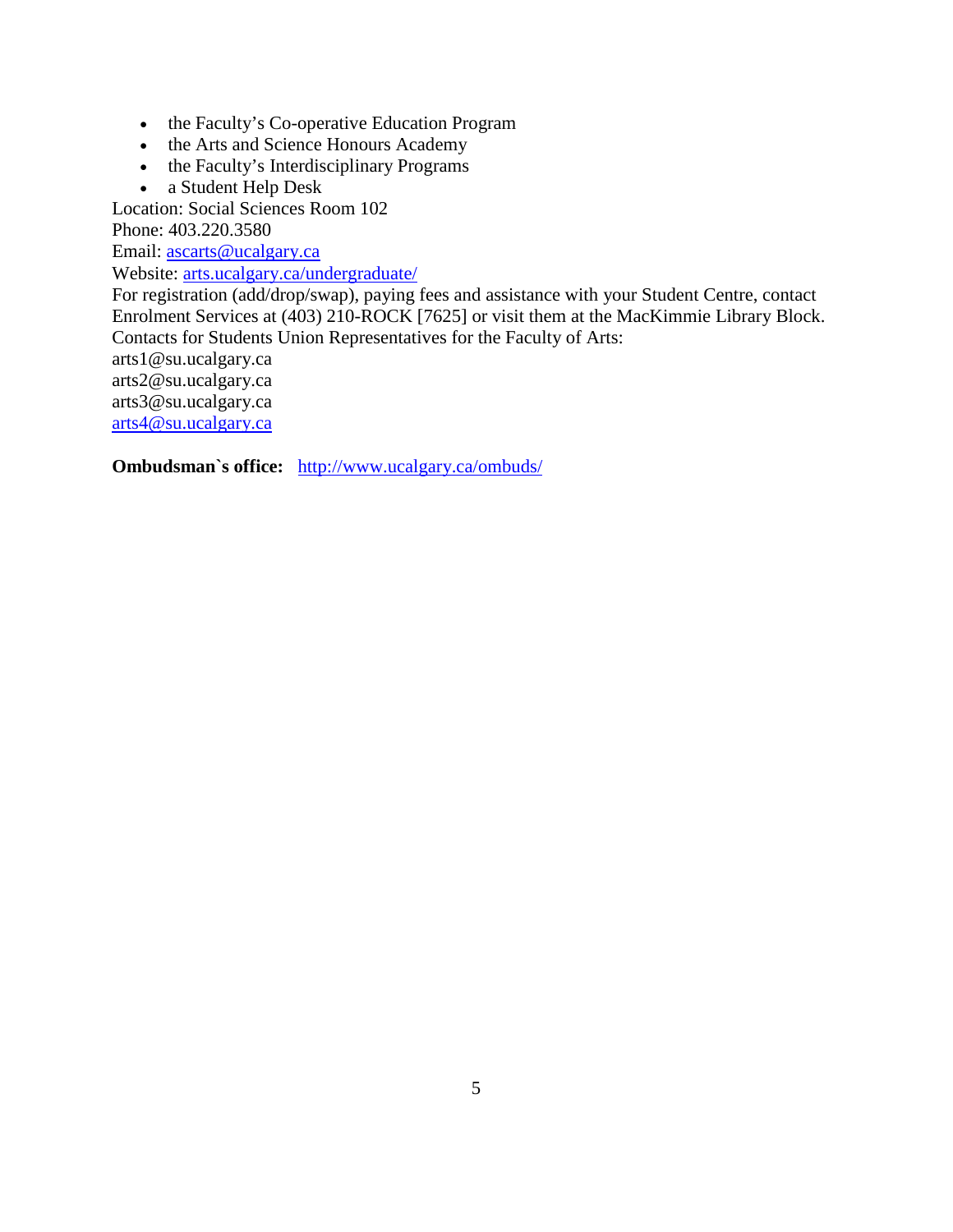- the Faculty's Co-operative Education Program
- the Arts and Science Honours Academy
- the Faculty's Interdisciplinary Programs
- a Student Help Desk

Location: Social Sciences Room 102
Phone: 403.220.3580
Email: ascarts@ucalgary.ca
Website: arts.ucalgary.ca/undergraduate/
For registration (add/drop/swap), paying fees and assistance with your Student Centre, contact Enrolment Services at (403) 210-ROCK [7625] or visit them at the MacKimmie Library Block.
Contacts for Students Union Representatives for the Faculty of Arts:
arts1@su.ucalgary.ca
arts2@su.ucalgary.ca
arts3@su.ucalgary.ca
arts4@su.ucalgary.ca

**Ombudsman`s office:** http://www.ucalgary.ca/ombuds/